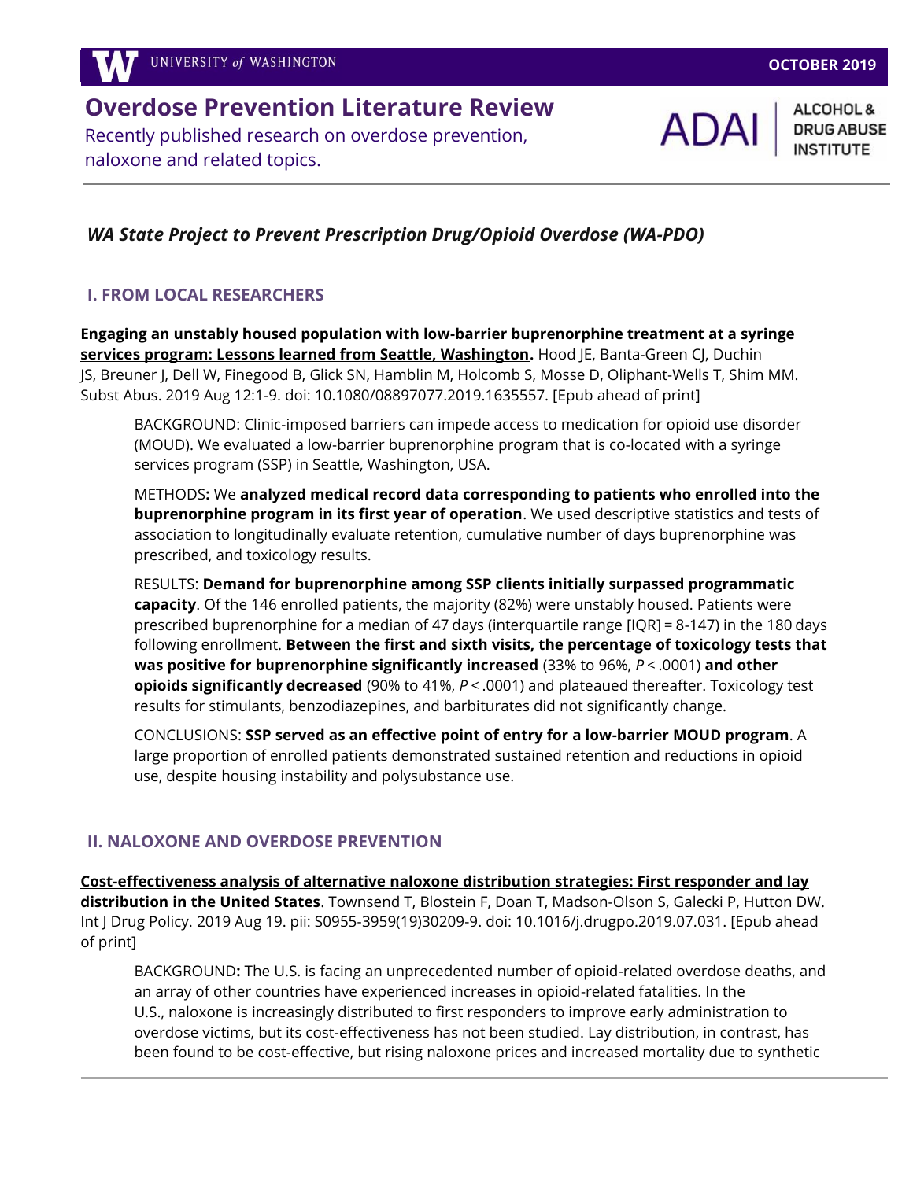UNIVERSITY of WASHINGTON

OCTOBER 2019

# Overdose Prevention Literature Review

Recently published research on overdose prevention, naloxone and related topics.

ADAI | ALCOHOL & DRUG ABUSE INSTITUTE

### *WA State Project to Prevent Prescription Drug/Opioid Overdose (WA-PDO)*

## I. FROM LOCAL RESEARCHERS

**Engaging an unstably housed population with low-barrier buprenorphine treatment at a syringe services program: Lessons learned from Seattle, Washington.** Hood JE, Banta-Green CJ, Duchin JS, Breuner J, Dell W, Finegood B, Glick SN, Hamblin M, Holcomb S, Mosse D, Oliphant-Wells T, Shim MM. Subst Abus. 2019 Aug 12:1-9. doi: 10.1080/08897077.2019.1635557. [Epub ahead of print]

> BACKGROUND: Clinic-imposed barriers can impede access to medication for opioid use disorder (MOUD). We evaluated a low-barrier buprenorphine program that is co-located with a syringe services program (SSP) in Seattle, Washington, USA.
>
> METHODS**:** We **analyzed medical record data corresponding to patients who enrolled into the buprenorphine program in its first year of operation**. We used descriptive statistics and tests of association to longitudinally evaluate retention, cumulative number of days buprenorphine was prescribed, and toxicology results.
>
> RESULTS: **Demand for buprenorphine among SSP clients initially surpassed programmatic capacity**. Of the 146 enrolled patients, the majority (82%) were unstably housed. Patients were prescribed buprenorphine for a median of 47 days (interquartile range [IQR] = 8-147) in the 180 days following enrollment. **Between the first and sixth visits, the percentage of toxicology tests that was positive for buprenorphine significantly increased** (33% to 96%, $P < .0001$) **and other opioids significantly decreased** (90% to 41%, $P < .0001$) and plateaued thereafter. Toxicology test results for stimulants, benzodiazepines, and barbiturates did not significantly change.
>
> CONCLUSIONS: **SSP served as an effective point of entry for a low-barrier MOUD program**. A large proportion of enrolled patients demonstrated sustained retention and reductions in opioid use, despite housing instability and polysubstance use.

## II. NALOXONE AND OVERDOSE PREVENTION

**Cost-effectiveness analysis of alternative naloxone distribution strategies: First responder and lay distribution in the United States**. Townsend T, Blostein F, Doan T, Madson-Olson S, Galecki P, Hutton DW. Int J Drug Policy. 2019 Aug 19. pii: S0955-3959(19)30209-9. doi: 10.1016/j.drugpo.2019.07.031. [Epub ahead of print]

> BACKGROUND**:** The U.S. is facing an unprecedented number of opioid-related overdose deaths, and an array of other countries have experienced increases in opioid-related fatalities. In the U.S., naloxone is increasingly distributed to first responders to improve early administration to overdose victims, but its cost-effectiveness has not been studied. Lay distribution, in contrast, has been found to be cost-effective, but rising naloxone prices and increased mortality due to synthetic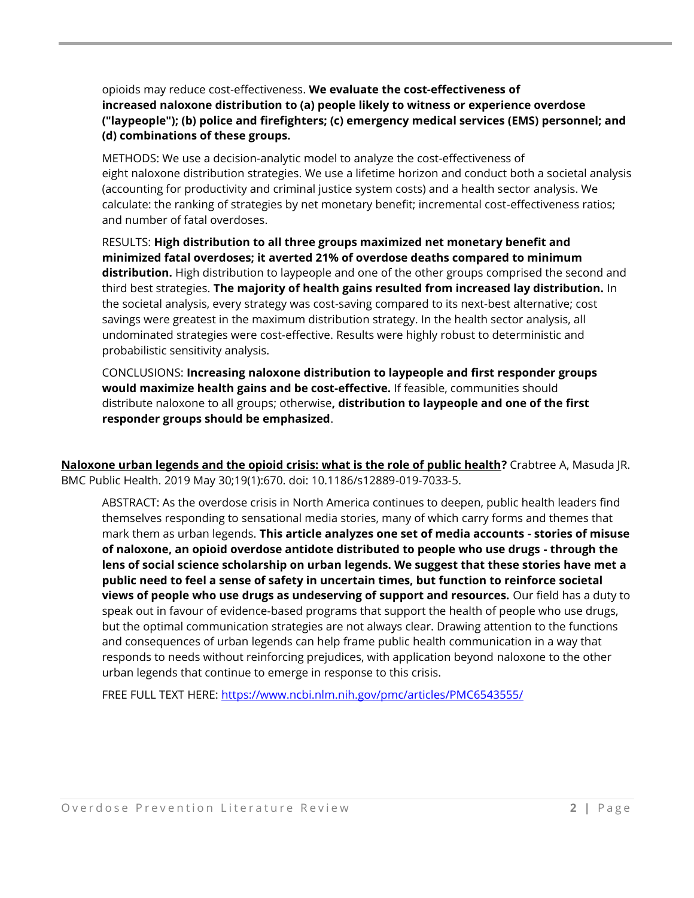opioids may reduce cost-effectiveness. **We evaluate the cost-effectiveness of increased naloxone distribution to (a) people likely to witness or experience overdose ("laypeople"); (b) police and firefighters; (c) emergency medical services (EMS) personnel; and (d) combinations of these groups.**

METHODS: We use a decision-analytic model to analyze the cost-effectiveness of eight naloxone distribution strategies. We use a lifetime horizon and conduct both a societal analysis (accounting for productivity and criminal justice system costs) and a health sector analysis. We calculate: the ranking of strategies by net monetary benefit; incremental cost-effectiveness ratios; and number of fatal overdoses.

RESULTS: **High distribution to all three groups maximized net monetary benefit and minimized fatal overdoses; it averted 21% of overdose deaths compared to minimum distribution.** High distribution to laypeople and one of the other groups comprised the second and third best strategies. **The majority of health gains resulted from increased lay distribution.** In the societal analysis, every strategy was cost-saving compared to its next-best alternative; cost savings were greatest in the maximum distribution strategy. In the health sector analysis, all undominated strategies were cost-effective. Results were highly robust to deterministic and probabilistic sensitivity analysis.

CONCLUSIONS: **Increasing naloxone distribution to laypeople and first responder groups would maximize health gains and be cost-effective.** If feasible, communities should distribute naloxone to all groups; otherwise**, distribution to laypeople and one of the first responder groups should be emphasized**.

**Naloxone urban legends and the opioid crisis: what is the role of public health?** Crabtree A, Masuda JR. BMC Public Health. 2019 May 30;19(1):670. doi: 10.1186/s12889-019-7033-5.

ABSTRACT: As the overdose crisis in North America continues to deepen, public health leaders find themselves responding to sensational media stories, many of which carry forms and themes that mark them as urban legends. **This article analyzes one set of media accounts - stories of misuse of naloxone, an opioid overdose antidote distributed to people who use drugs - through the lens of social science scholarship on urban legends. We suggest that these stories have met a public need to feel a sense of safety in uncertain times, but function to reinforce societal views of people who use drugs as undeserving of support and resources.** Our field has a duty to speak out in favour of evidence-based programs that support the health of people who use drugs, but the optimal communication strategies are not always clear. Drawing attention to the functions and consequences of urban legends can help frame public health communication in a way that responds to needs without reinforcing prejudices, with application beyond naloxone to the other urban legends that continue to emerge in response to this crisis.

FREE FULL TEXT HERE: https://www.ncbi.nlm.nih.gov/pmc/articles/PMC6543555/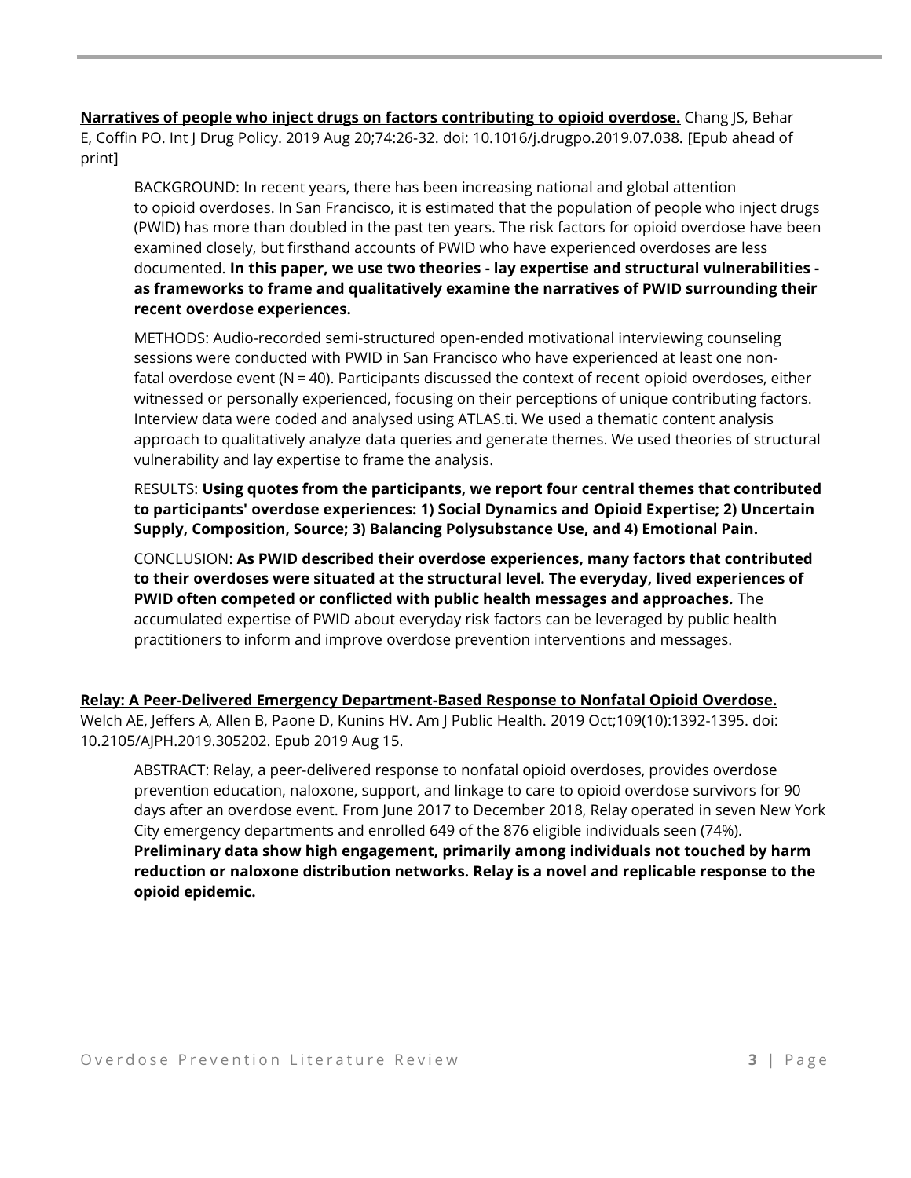**[Narratives of people who inject drugs on factors contributing to opioid overdose.](#)** Chang JS, Behar E, Coffin PO. Int J Drug Policy. 2019 Aug 20;74:26-32. doi: 10.1016/j.drugpo.2019.07.038. [Epub ahead of print]

> BACKGROUND: In recent years, there has been increasing national and global attention to opioid overdoses. In San Francisco, it is estimated that the population of people who inject drugs (PWID) has more than doubled in the past ten years. The risk factors for opioid overdose have been examined closely, but firsthand accounts of PWID who have experienced overdoses are less documented. **In this paper, we use two theories - lay expertise and structural vulnerabilities - as frameworks to frame and qualitatively examine the narratives of PWID surrounding their recent overdose experiences.**
>
> METHODS: Audio-recorded semi-structured open-ended motivational interviewing counseling sessions were conducted with PWID in San Francisco who have experienced at least one non-fatal overdose event (N = 40). Participants discussed the context of recent opioid overdoses, either witnessed or personally experienced, focusing on their perceptions of unique contributing factors. Interview data were coded and analysed using ATLAS.ti. We used a thematic content analysis approach to qualitatively analyze data queries and generate themes. We used theories of structural vulnerability and lay expertise to frame the analysis.
>
> RESULTS: **Using quotes from the participants, we report four central themes that contributed to participants' overdose experiences: 1) Social Dynamics and Opioid Expertise; 2) Uncertain Supply, Composition, Source; 3) Balancing Polysubstance Use, and 4) Emotional Pain.**
>
> CONCLUSION: **As PWID described their overdose experiences, many factors that contributed to their overdoses were situated at the structural level. The everyday, lived experiences of PWID often competed or conflicted with public health messages and approaches.** The accumulated expertise of PWID about everyday risk factors can be leveraged by public health practitioners to inform and improve overdose prevention interventions and messages.

**[Relay: A Peer-Delivered Emergency Department-Based Response to Nonfatal Opioid Overdose.](#)** Welch AE, Jeffers A, Allen B, Paone D, Kunins HV. Am J Public Health. 2019 Oct;109(10):1392-1395. doi: 10.2105/AJPH.2019.305202. Epub 2019 Aug 15.

> ABSTRACT: Relay, a peer-delivered response to nonfatal opioid overdoses, provides overdose prevention education, naloxone, support, and linkage to care to opioid overdose survivors for 90 days after an overdose event. From June 2017 to December 2018, Relay operated in seven New York City emergency departments and enrolled 649 of the 876 eligible individuals seen (74%). **Preliminary data show high engagement, primarily among individuals not touched by harm reduction or naloxone distribution networks. Relay is a novel and replicable response to the opioid epidemic.**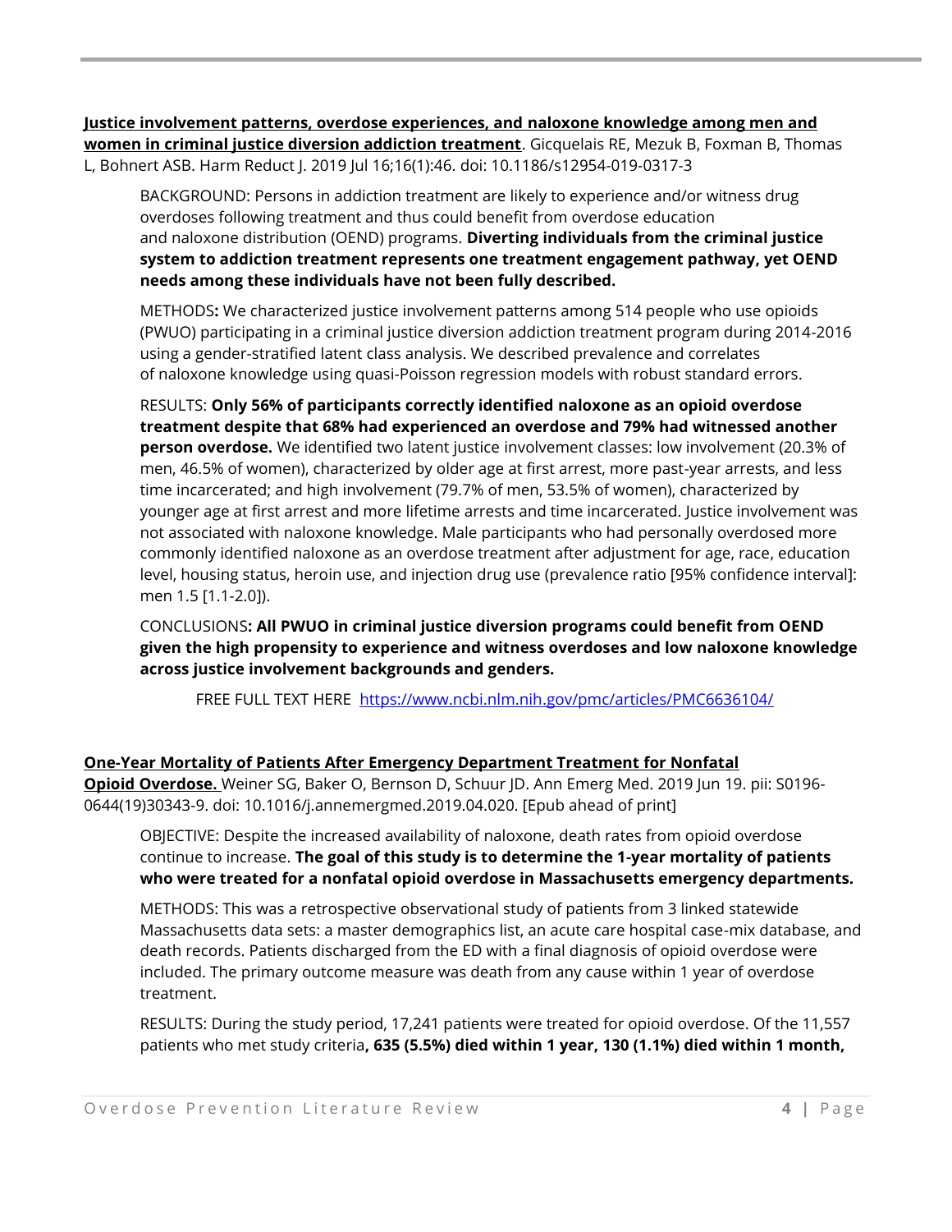**Justice involvement patterns, overdose experiences, and naloxone knowledge among men and women in criminal justice diversion addiction treatment**. Gicquelais RE, Mezuk B, Foxman B, Thomas L, Bohnert ASB. Harm Reduct J. 2019 Jul 16;16(1):46. doi: 10.1186/s12954-019-0317-3

BACKGROUND: Persons in addiction treatment are likely to experience and/or witness drug overdoses following treatment and thus could benefit from overdose education and naloxone distribution (OEND) programs. **Diverting individuals from the criminal justice system to addiction treatment represents one treatment engagement pathway, yet OEND needs among these individuals have not been fully described.**

METHODS**:** We characterized justice involvement patterns among 514 people who use opioids (PWUO) participating in a criminal justice diversion addiction treatment program during 2014-2016 using a gender-stratified latent class analysis. We described prevalence and correlates of naloxone knowledge using quasi-Poisson regression models with robust standard errors.

RESULTS: **Only 56% of participants correctly identified naloxone as an opioid overdose treatment despite that 68% had experienced an overdose and 79% had witnessed another person overdose.** We identified two latent justice involvement classes: low involvement (20.3% of men, 46.5% of women), characterized by older age at first arrest, more past-year arrests, and less time incarcerated; and high involvement (79.7% of men, 53.5% of women), characterized by younger age at first arrest and more lifetime arrests and time incarcerated. Justice involvement was not associated with naloxone knowledge. Male participants who had personally overdosed more commonly identified naloxone as an overdose treatment after adjustment for age, race, education level, housing status, heroin use, and injection drug use (prevalence ratio [95% confidence interval]: men 1.5 [1.1-2.0]).

CONCLUSIONS**: All PWUO in criminal justice diversion programs could benefit from OEND given the high propensity to experience and witness overdoses and low naloxone knowledge across justice involvement backgrounds and genders.**

FREE FULL TEXT HERE https://www.ncbi.nlm.nih.gov/pmc/articles/PMC6636104/

**One-Year Mortality of Patients After Emergency Department Treatment for Nonfatal Opioid Overdose.** Weiner SG, Baker O, Bernson D, Schuur JD. Ann Emerg Med. 2019 Jun 19. pii: S0196-0644(19)30343-9. doi: 10.1016/j.annemergmed.2019.04.020. [Epub ahead of print]

OBJECTIVE: Despite the increased availability of naloxone, death rates from opioid overdose continue to increase. **The goal of this study is to determine the 1-year mortality of patients who were treated for a nonfatal opioid overdose in Massachusetts emergency departments.**

METHODS: This was a retrospective observational study of patients from 3 linked statewide Massachusetts data sets: a master demographics list, an acute care hospital case-mix database, and death records. Patients discharged from the ED with a final diagnosis of opioid overdose were included. The primary outcome measure was death from any cause within 1 year of overdose treatment.

RESULTS: During the study period, 17,241 patients were treated for opioid overdose. Of the 11,557 patients who met study criteria**, 635 (5.5%) died within 1 year, 130 (1.1%) died within 1 month,**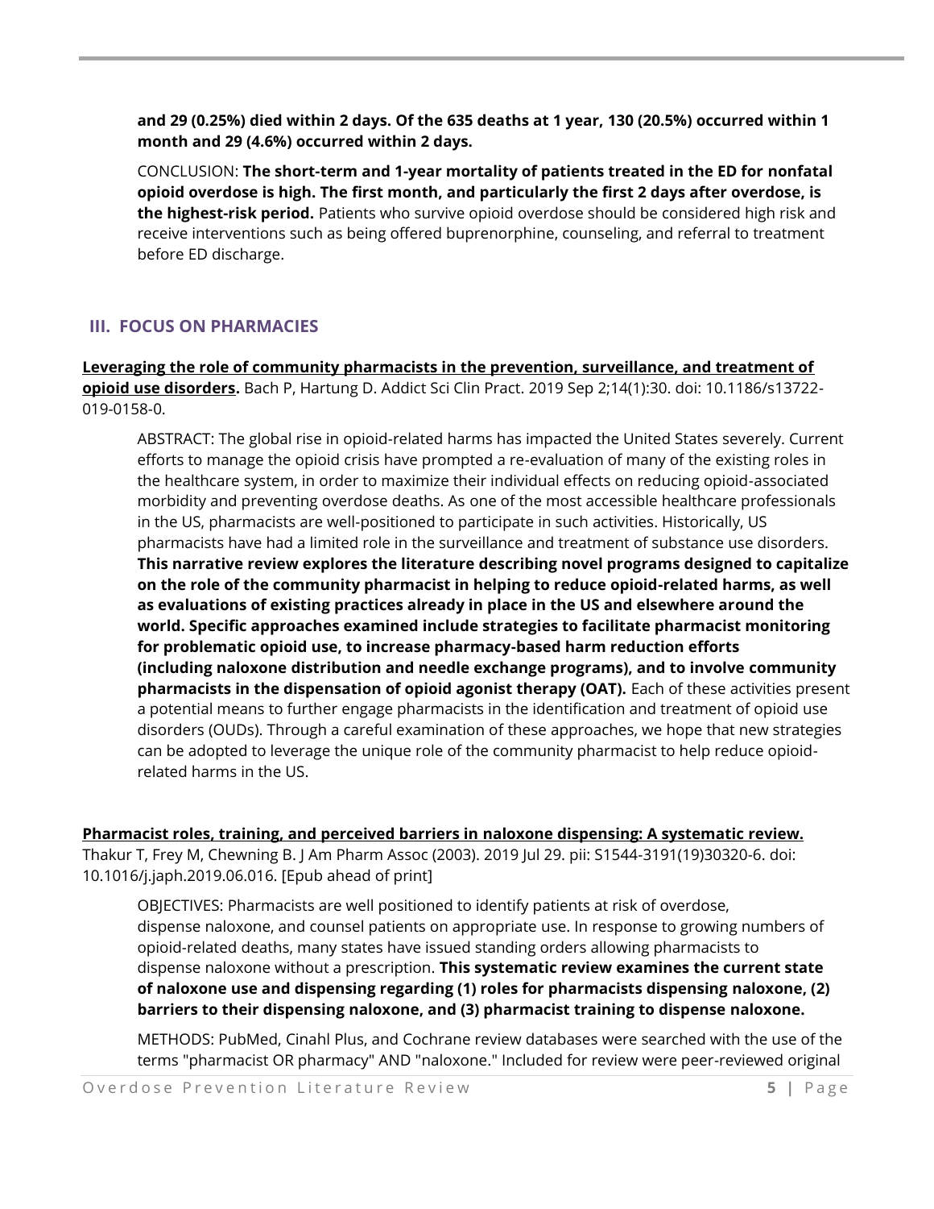**and 29 (0.25%) died within 2 days. Of the 635 deaths at 1 year, 130 (20.5%) occurred within 1 month and 29 (4.6%) occurred within 2 days.**

CONCLUSION: **The short-term and 1-year mortality of patients treated in the ED for nonfatal opioid overdose is high. The first month, and particularly the first 2 days after overdose, is the highest-risk period.** Patients who survive opioid overdose should be considered high risk and receive interventions such as being offered buprenorphine, counseling, and referral to treatment before ED discharge.

## III. FOCUS ON PHARMACIES

**Leveraging the role of community pharmacists in the prevention, surveillance, and treatment of opioid use disorders.** Bach P, Hartung D. Addict Sci Clin Pract. 2019 Sep 2;14(1):30. doi: 10.1186/s13722-019-0158-0.

ABSTRACT: The global rise in opioid-related harms has impacted the United States severely. Current efforts to manage the opioid crisis have prompted a re-evaluation of many of the existing roles in the healthcare system, in order to maximize their individual effects on reducing opioid-associated morbidity and preventing overdose deaths. As one of the most accessible healthcare professionals in the US, pharmacists are well-positioned to participate in such activities. Historically, US pharmacists have had a limited role in the surveillance and treatment of substance use disorders. **This narrative review explores the literature describing novel programs designed to capitalize on the role of the community pharmacist in helping to reduce opioid-related harms, as well as evaluations of existing practices already in place in the US and elsewhere around the world. Specific approaches examined include strategies to facilitate pharmacist monitoring for problematic opioid use, to increase pharmacy-based harm reduction efforts (including naloxone distribution and needle exchange programs), and to involve community pharmacists in the dispensation of opioid agonist therapy (OAT).** Each of these activities present a potential means to further engage pharmacists in the identification and treatment of opioid use disorders (OUDs). Through a careful examination of these approaches, we hope that new strategies can be adopted to leverage the unique role of the community pharmacist to help reduce opioid-related harms in the US.

**Pharmacist roles, training, and perceived barriers in naloxone dispensing: A systematic review.** Thakur T, Frey M, Chewning B. J Am Pharm Assoc (2003). 2019 Jul 29. pii: S1544-3191(19)30320-6. doi: 10.1016/j.japh.2019.06.016. [Epub ahead of print]

OBJECTIVES: Pharmacists are well positioned to identify patients at risk of overdose, dispense naloxone, and counsel patients on appropriate use. In response to growing numbers of opioid-related deaths, many states have issued standing orders allowing pharmacists to dispense naloxone without a prescription. **This systematic review examines the current state of naloxone use and dispensing regarding (1) roles for pharmacists dispensing naloxone, (2) barriers to their dispensing naloxone, and (3) pharmacist training to dispense naloxone.**

METHODS: PubMed, Cinahl Plus, and Cochrane review databases were searched with the use of the terms "pharmacist OR pharmacy" AND "naloxone." Included for review were peer-reviewed original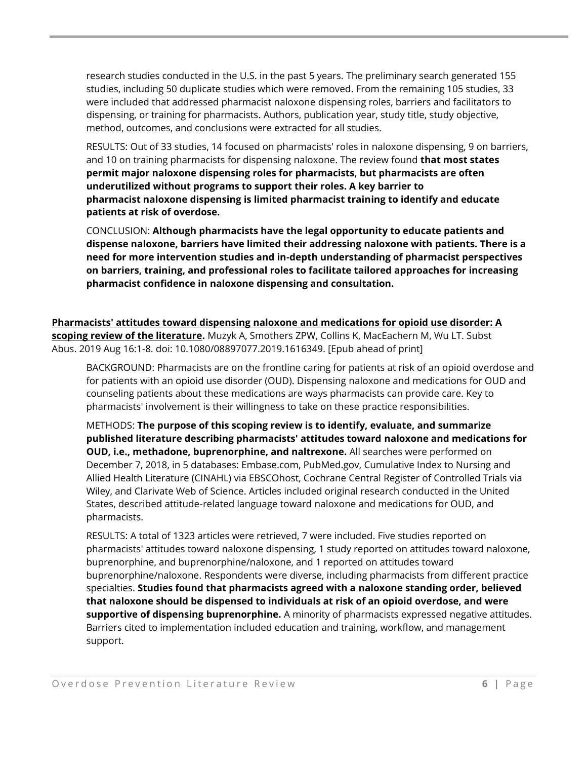research studies conducted in the U.S. in the past 5 years. The preliminary search generated 155 studies, including 50 duplicate studies which were removed. From the remaining 105 studies, 33 were included that addressed pharmacist naloxone dispensing roles, barriers and facilitators to dispensing, or training for pharmacists. Authors, publication year, study title, study objective, method, outcomes, and conclusions were extracted for all studies.

RESULTS: Out of 33 studies, 14 focused on pharmacists' roles in naloxone dispensing, 9 on barriers, and 10 on training pharmacists for dispensing naloxone. The review found **that most states permit major naloxone dispensing roles for pharmacists, but pharmacists are often underutilized without programs to support their roles. A key barrier to pharmacist naloxone dispensing is limited pharmacist training to identify and educate patients at risk of overdose.**

CONCLUSION: **Although pharmacists have the legal opportunity to educate patients and dispense naloxone, barriers have limited their addressing naloxone with patients. There is a need for more intervention studies and in-depth understanding of pharmacist perspectives on barriers, training, and professional roles to facilitate tailored approaches for increasing pharmacist confidence in naloxone dispensing and consultation.**

**Pharmacists' attitudes toward dispensing naloxone and medications for opioid use disorder: A scoping review of the literature.** Muzyk A, Smothers ZPW, Collins K, MacEachern M, Wu LT. Subst Abus. 2019 Aug 16:1-8. doi: 10.1080/08897077.2019.1616349. [Epub ahead of print]

BACKGROUND: Pharmacists are on the frontline caring for patients at risk of an opioid overdose and for patients with an opioid use disorder (OUD). Dispensing naloxone and medications for OUD and counseling patients about these medications are ways pharmacists can provide care. Key to pharmacists' involvement is their willingness to take on these practice responsibilities.

METHODS: **The purpose of this scoping review is to identify, evaluate, and summarize published literature describing pharmacists' attitudes toward naloxone and medications for OUD, i.e., methadone, buprenorphine, and naltrexone.** All searches were performed on December 7, 2018, in 5 databases: Embase.com, PubMed.gov, Cumulative Index to Nursing and Allied Health Literature (CINAHL) via EBSCOhost, Cochrane Central Register of Controlled Trials via Wiley, and Clarivate Web of Science. Articles included original research conducted in the United States, described attitude-related language toward naloxone and medications for OUD, and pharmacists.

RESULTS: A total of 1323 articles were retrieved, 7 were included. Five studies reported on pharmacists' attitudes toward naloxone dispensing, 1 study reported on attitudes toward naloxone, buprenorphine, and buprenorphine/naloxone, and 1 reported on attitudes toward buprenorphine/naloxone. Respondents were diverse, including pharmacists from different practice specialties. **Studies found that pharmacists agreed with a naloxone standing order, believed that naloxone should be dispensed to individuals at risk of an opioid overdose, and were supportive of dispensing buprenorphine.** A minority of pharmacists expressed negative attitudes. Barriers cited to implementation included education and training, workflow, and management support.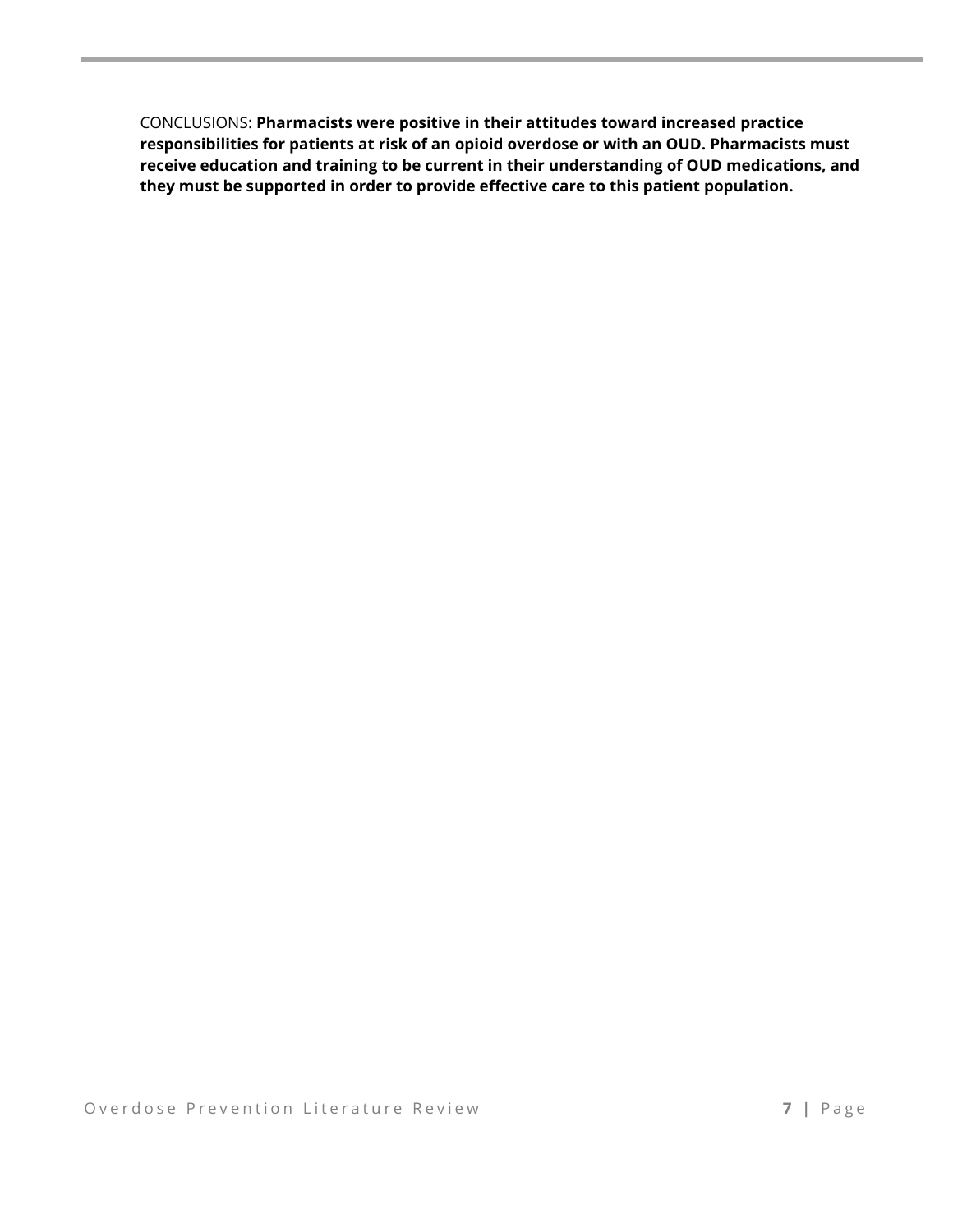CONCLUSIONS: **Pharmacists were positive in their attitudes toward increased practice responsibilities for patients at risk of an opioid overdose or with an OUD. Pharmacists must receive education and training to be current in their understanding of OUD medications, and they must be supported in order to provide effective care to this patient population.**